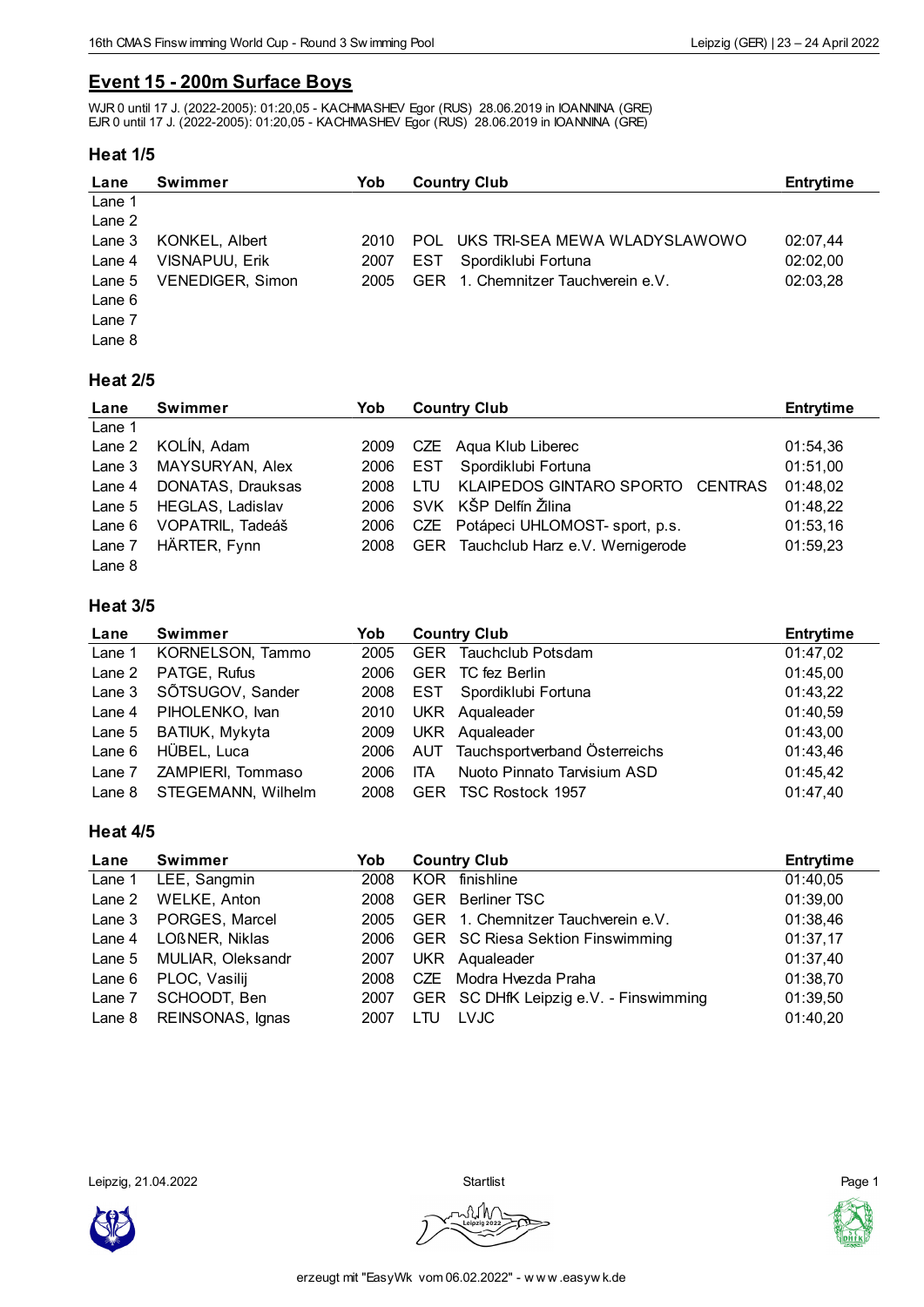## Event 15 - 200m Surface Boys

WJR 0 until 17 J. (2022-2005): 01:20,05 - KACHMASHEV Egor (RUS) 28.06.2019 in IOANNINA (GRE)
EJR 0 until 17 J. (2022-2005): 01:20,05 - KACHMASHEV Egor (RUS) 28.06.2019 in IOANNINA (GRE)

### Heat 1/5

| Lane | Swimmer | Yob | Country | Club | Entrytime |
|---|---|---|---|---|---|
| Lane 1 | | | | | |
| Lane 2 | | | | | |
| Lane 3 | KONKEL, Albert | 2010 | POL | UKS TRI-SEA MEWA WLADYSLAWOWO | 02:07,44 |
| Lane 4 | VISNAPUU, Erik | 2007 | EST | Spordiklubi Fortuna | 02:02,00 |
| Lane 5 | VENEDIGER, Simon | 2005 | GER | 1. Chemnitzer Tauchverein e.V. | 02:03,28 |
| Lane 6 | | | | | |
| Lane 7 | | | | | |
| Lane 8 | | | | | |

### Heat 2/5

| Lane | Swimmer | Yob | Country | Club | Entrytime |
|---|---|---|---|---|---|
| Lane 1 | | | | | |
| Lane 2 | KOLÍN, Adam | 2009 | CZE | Aqua Klub Liberec | 01:54,36 |
| Lane 3 | MAYSURYAN, Alex | 2006 | EST | Spordiklubi Fortuna | 01:51,00 |
| Lane 4 | DONATAS, Drauksas | 2008 | LTU | KLAIPEDOS GINTARO SPORTO CENTRAS | 01:48,02 |
| Lane 5 | HEGLAS, Ladislav | 2006 | SVK | KŠP Delfín Žilina | 01:48,22 |
| Lane 6 | VOPATRIL, Tadeáš | 2006 | CZE | Potápeci UHLOMOST- sport, p.s. | 01:53,16 |
| Lane 7 | HÄRTER, Fynn | 2008 | GER | Tauchclub Harz e.V. Wernigerode | 01:59,23 |
| Lane 8 | | | | | |

### Heat 3/5

| Lane | Swimmer | Yob | Country | Club | Entrytime |
|---|---|---|---|---|---|
| Lane 1 | KORNELSON, Tammo | 2005 | GER | Tauchclub Potsdam | 01:47,02 |
| Lane 2 | PATGE, Rufus | 2006 | GER | TC fez Berlin | 01:45,00 |
| Lane 3 | SÕTSUGOV, Sander | 2008 | EST | Spordiklubi Fortuna | 01:43,22 |
| Lane 4 | PIHOLENKO, Ivan | 2010 | UKR | Aqualeader | 01:40,59 |
| Lane 5 | BATIUK, Mykyta | 2009 | UKR | Aqualeader | 01:43,00 |
| Lane 6 | HÜBEL, Luca | 2006 | AUT | Tauchsportverband Österreichs | 01:43,46 |
| Lane 7 | ZAMPIERI, Tommaso | 2006 | ITA | Nuoto Pinnato Tarvisium ASD | 01:45,42 |
| Lane 8 | STEGEMANN, Wilhelm | 2008 | GER | TSC Rostock 1957 | 01:47,40 |

### Heat 4/5

| Lane | Swimmer | Yob | Country | Club | Entrytime |
|---|---|---|---|---|---|
| Lane 1 | LEE, Sangmin | 2008 | KOR | finishline | 01:40,05 |
| Lane 2 | WELKE, Anton | 2008 | GER | Berliner TSC | 01:39,00 |
| Lane 3 | PORGES, Marcel | 2005 | GER | 1. Chemnitzer Tauchverein e.V. | 01:38,46 |
| Lane 4 | LOßNER, Niklas | 2006 | GER | SC Riesa Sektion Finswimming | 01:37,17 |
| Lane 5 | MULIAR, Oleksandr | 2007 | UKR | Aqualeader | 01:37,40 |
| Lane 6 | PLOC, Vasilij | 2008 | CZE | Modra Hvezda Praha | 01:38,70 |
| Lane 7 | SCHOODT, Ben | 2007 | GER | SC DHfK Leipzig e.V. - Finswimming | 01:39,50 |
| Lane 8 | REINSONAS, Ignas | 2007 | LTU | LVJC | 01:40,20 |

Leipzig, 21.04.2022 — Startlist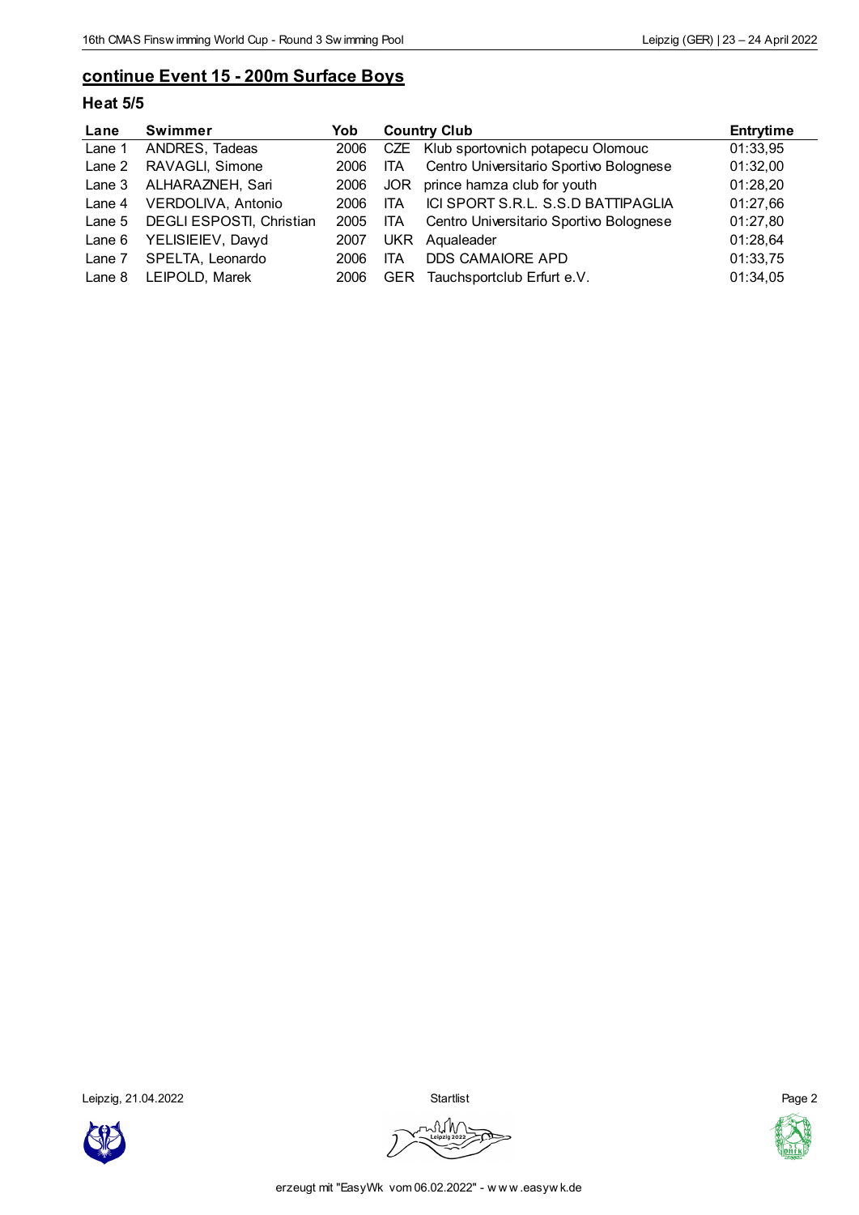## continue Event 15 - 200m Surface Boys

### Heat 5/5

| Lane | Swimmer | Yob | Country | Club | Entrytime |
|---|---|---|---|---|---|
| Lane 1 | ANDRES, Tadeas | 2006 | CZE | Klub sportovnich potapecu Olomouc | 01:33,95 |
| Lane 2 | RAVAGLI, Simone | 2006 | ITA | Centro Universitario Sportivo Bolognese | 01:32,00 |
| Lane 3 | ALHARAZNEH, Sari | 2006 | JOR | prince hamza club for youth | 01:28,20 |
| Lane 4 | VERDOLIVA, Antonio | 2006 | ITA | ICI SPORT S.R.L. S.S.D BATTIPAGLIA | 01:27,66 |
| Lane 5 | DEGLI ESPOSTI, Christian | 2005 | ITA | Centro Universitario Sportivo Bolognese | 01:27,80 |
| Lane 6 | YELISIEIEV, Davyd | 2007 | UKR | Aqualeader | 01:28,64 |
| Lane 7 | SPELTA, Leonardo | 2006 | ITA | DDS CAMAIORE APD | 01:33,75 |
| Lane 8 | LEIPOLD, Marek | 2006 | GER | Tauchsportclub Erfurt e.V. | 01:34,05 |

Leipzig, 21.04.2022 Startlist

erzeugt mit "EasyWk vom 06.02.2022" - www.easywk.de